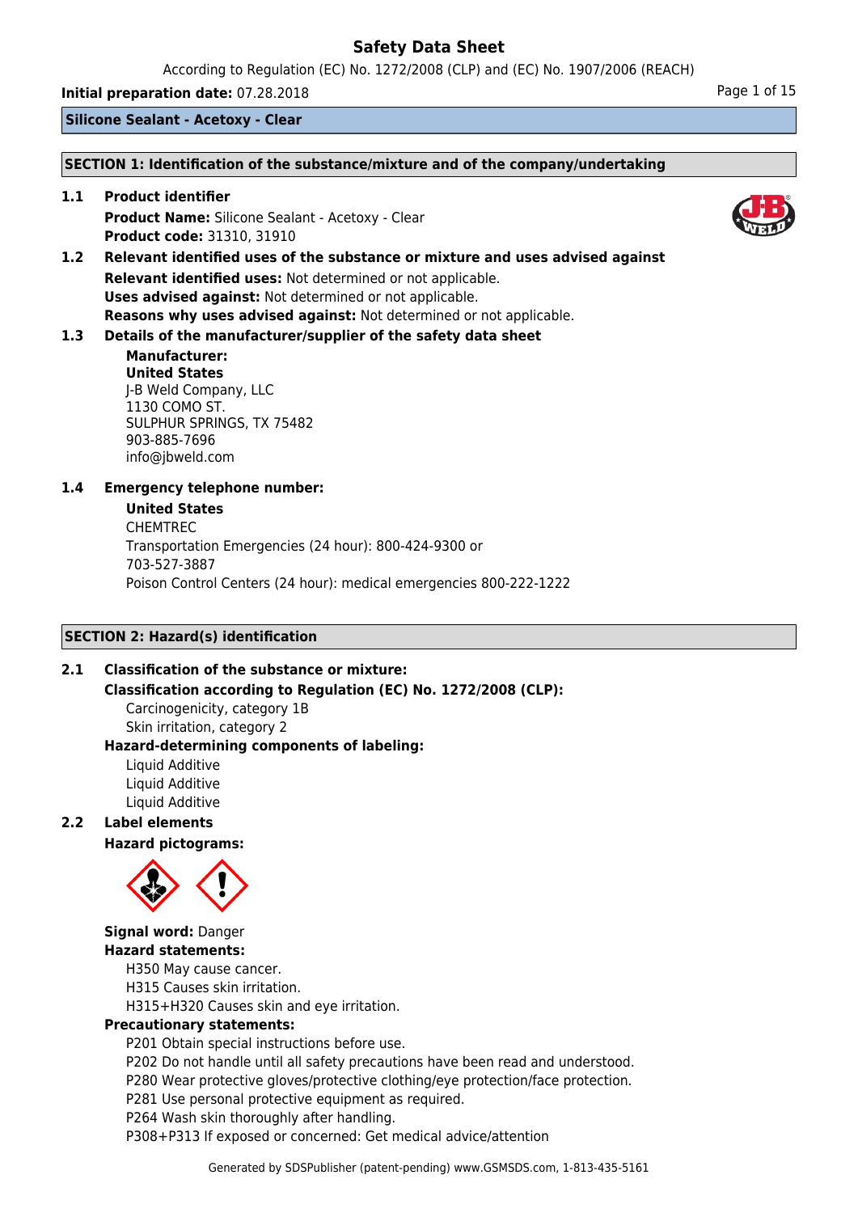# Safety Data Sheet

According to Regulation (EC) No. 1272/2008 (CLP) and (EC) No. 1907/2006 (REACH)

**Initial preparation date:** 07.28.2018

**Silicone Sealant - Acetoxy - Clear**

## SECTION 1: Identification of the substance/mixture and of the company/undertaking

**1.1 Product identifier**

**Product Name:** Silicone Sealant - Acetoxy - Clear
**Product code:** 31310, 31910

**1.2 Relevant identified uses of the substance or mixture and uses advised against**

**Relevant identified uses:** Not determined or not applicable.
**Uses advised against:** Not determined or not applicable.
**Reasons why uses advised against:** Not determined or not applicable.

**1.3 Details of the manufacturer/supplier of the safety data sheet**

**Manufacturer:**
**United States**
J-B Weld Company, LLC
1130 COMO ST.
SULPHUR SPRINGS, TX 75482
903-885-7696
info@jbweld.com

**1.4 Emergency telephone number:**

**United States**
CHEMTREC
Transportation Emergencies (24 hour): 800-424-9300 or
703-527-3887
Poison Control Centers (24 hour): medical emergencies 800-222-1222

## SECTION 2: Hazard(s) identification

**2.1 Classification of the substance or mixture:**

**Classification according to Regulation (EC) No. 1272/2008 (CLP):**

Carcinogenicity, category 1B
Skin irritation, category 2

**Hazard-determining components of labeling:**

Liquid Additive
Liquid Additive
Liquid Additive

**2.2 Label elements**

**Hazard pictograms:**

**Signal word:** Danger

**Hazard statements:**

H350 May cause cancer.
H315 Causes skin irritation.
H315+H320 Causes skin and eye irritation.

**Precautionary statements:**

P201 Obtain special instructions before use.
P202 Do not handle until all safety precautions have been read and understood.
P280 Wear protective gloves/protective clothing/eye protection/face protection.
P281 Use personal protective equipment as required.
P264 Wash skin thoroughly after handling.
P308+P313 If exposed or concerned: Get medical advice/attention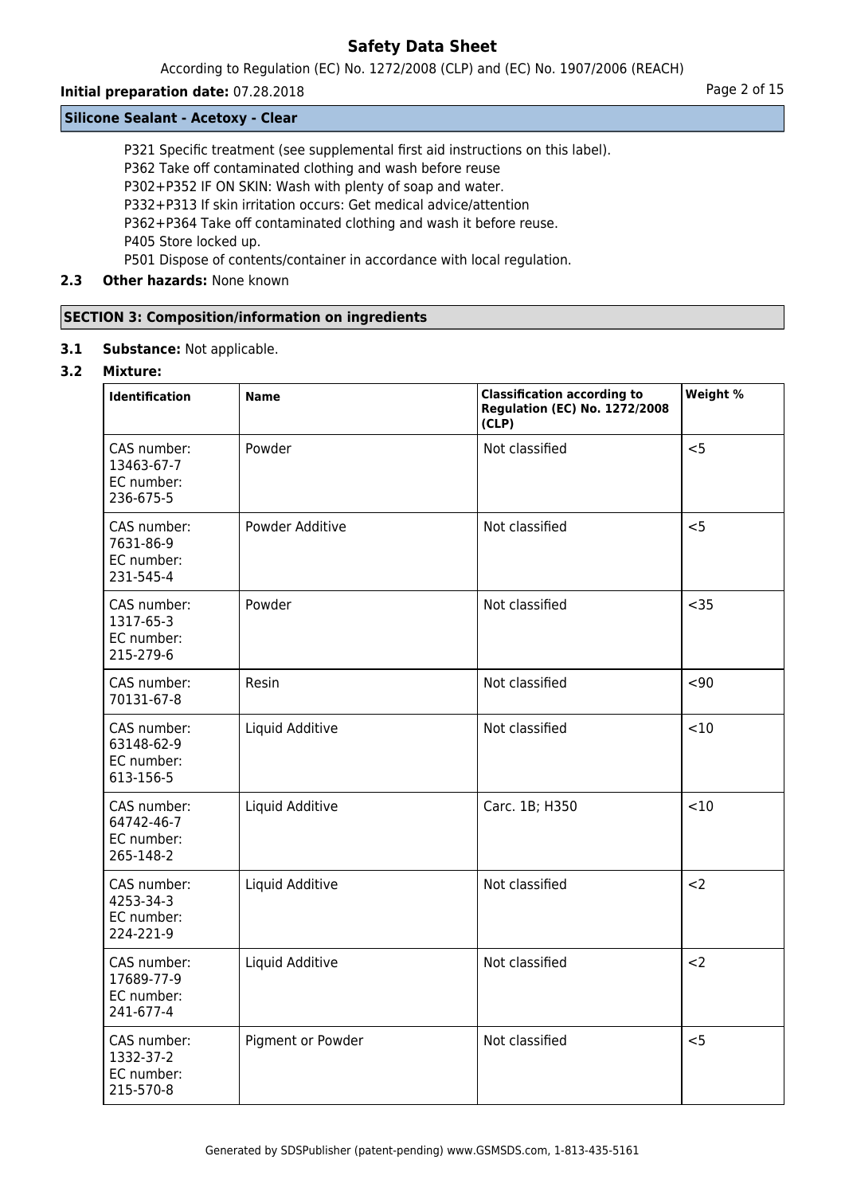P321 Specific treatment (see supplemental first aid instructions on this label).
P362 Take off contaminated clothing and wash before reuse
P302+P352 IF ON SKIN: Wash with plenty of soap and water.
P332+P313 If skin irritation occurs: Get medical advice/attention
P362+P364 Take off contaminated clothing and wash it before reuse.
P405 Store locked up.
P501 Dispose of contents/container in accordance with local regulation.

**2.3 Other hazards:** None known

## SECTION 3: Composition/information on ingredients

**3.1 Substance:** Not applicable.

**3.2 Mixture:**

| Identification | Name | Classification according to Regulation (EC) No. 1272/2008 (CLP) | Weight % |
|---|---|---|---|
| CAS number: 13463-67-7 EC number: 236-675-5 | Powder | Not classified | <5 |
| CAS number: 7631-86-9 EC number: 231-545-4 | Powder Additive | Not classified | <5 |
| CAS number: 1317-65-3 EC number: 215-279-6 | Powder | Not classified | <35 |
| CAS number: 70131-67-8 | Resin | Not classified | <90 |
| CAS number: 63148-62-9 EC number: 613-156-5 | Liquid Additive | Not classified | <10 |
| CAS number: 64742-46-7 EC number: 265-148-2 | Liquid Additive | Carc. 1B; H350 | <10 |
| CAS number: 4253-34-3 EC number: 224-221-9 | Liquid Additive | Not classified | <2 |
| CAS number: 17689-77-9 EC number: 241-677-4 | Liquid Additive | Not classified | <2 |
| CAS number: 1332-37-2 EC number: 215-570-8 | Pigment or Powder | Not classified | <5 |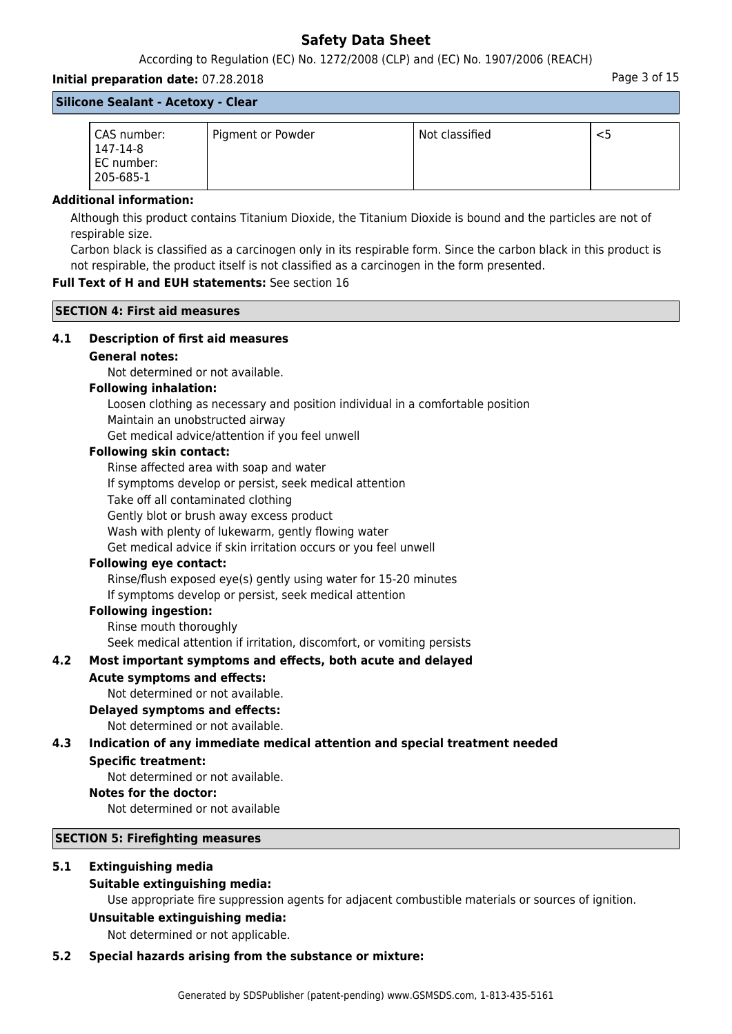| | | | |
|---|---|---|---|
| CAS number: 147-14-8 EC number: 205-685-1 | Pigment or Powder | Not classified | <5 |

**Additional information:**

Although this product contains Titanium Dioxide, the Titanium Dioxide is bound and the particles are not of respirable size.
Carbon black is classified as a carcinogen only in its respirable form. Since the carbon black in this product is not respirable, the product itself is not classified as a carcinogen in the form presented.

**Full Text of H and EUH statements:** See section 16

## SECTION 4: First aid measures

### 4.1 Description of first aid measures

**General notes:**

Not determined or not available.

**Following inhalation:**

Loosen clothing as necessary and position individual in a comfortable position
Maintain an unobstructed airway
Get medical advice/attention if you feel unwell

**Following skin contact:**

Rinse affected area with soap and water
If symptoms develop or persist, seek medical attention
Take off all contaminated clothing
Gently blot or brush away excess product
Wash with plenty of lukewarm, gently flowing water
Get medical advice if skin irritation occurs or you feel unwell

**Following eye contact:**

Rinse/flush exposed eye(s) gently using water for 15-20 minutes
If symptoms develop or persist, seek medical attention

**Following ingestion:**

Rinse mouth thoroughly
Seek medical attention if irritation, discomfort, or vomiting persists

### 4.2 Most important symptoms and effects, both acute and delayed

**Acute symptoms and effects:**

Not determined or not available.

**Delayed symptoms and effects:**

Not determined or not available.

### 4.3 Indication of any immediate medical attention and special treatment needed

**Specific treatment:**

Not determined or not available.

**Notes for the doctor:**

Not determined or not available

## SECTION 5: Firefighting measures

### 5.1 Extinguishing media

**Suitable extinguishing media:**

Use appropriate fire suppression agents for adjacent combustible materials or sources of ignition.

**Unsuitable extinguishing media:**

Not determined or not applicable.

### 5.2 Special hazards arising from the substance or mixture: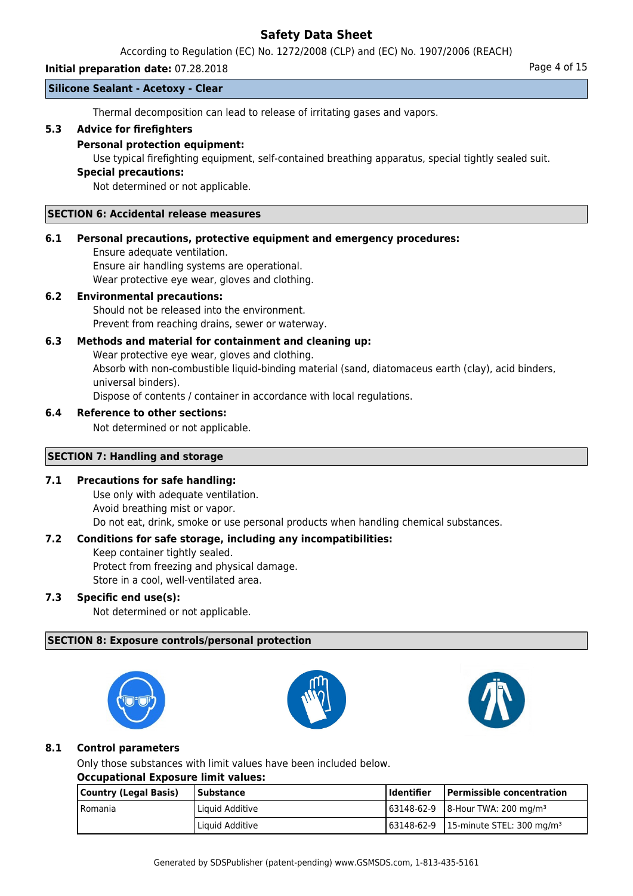Thermal decomposition can lead to release of irritating gases and vapors.

### 5.3 Advice for firefighters

**Personal protection equipment:**

Use typical firefighting equipment, self-contained breathing apparatus, special tightly sealed suit.

**Special precautions:**

Not determined or not applicable.

## SECTION 6: Accidental release measures

### 6.1 Personal precautions, protective equipment and emergency procedures:

Ensure adequate ventilation.
Ensure air handling systems are operational.
Wear protective eye wear, gloves and clothing.

### 6.2 Environmental precautions:

Should not be released into the environment.
Prevent from reaching drains, sewer or waterway.

### 6.3 Methods and material for containment and cleaning up:

Wear protective eye wear, gloves and clothing.
Absorb with non-combustible liquid-binding material (sand, diatomaceus earth (clay), acid binders, universal binders).
Dispose of contents / container in accordance with local regulations.

### 6.4 Reference to other sections:

Not determined or not applicable.

## SECTION 7: Handling and storage

### 7.1 Precautions for safe handling:

Use only with adequate ventilation.
Avoid breathing mist or vapor.
Do not eat, drink, smoke or use personal products when handling chemical substances.

### 7.2 Conditions for safe storage, including any incompatibilities:

Keep container tightly sealed.
Protect from freezing and physical damage.
Store in a cool, well-ventilated area.

### 7.3 Specific end use(s):

Not determined or not applicable.

## SECTION 8: Exposure controls/personal protection

### 8.1 Control parameters

Only those substances with limit values have been included below.

**Occupational Exposure limit values:**

| Country (Legal Basis) | Substance | Identifier | Permissible concentration |
|---|---|---|---|
| Romania | Liquid Additive | 63148-62-9 | 8-Hour TWA: 200 mg/m³ |
| | Liquid Additive | 63148-62-9 | 15-minute STEL: 300 mg/m³ |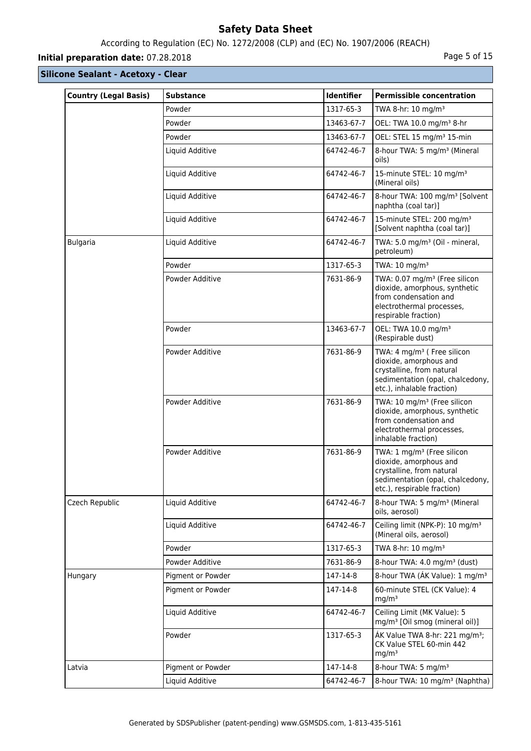**Silicone Sealant - Acetoxy - Clear**

| Country (Legal Basis) | Substance | Identifier | Permissible concentration |
|---|---|---|---|
| | Powder | 1317-65-3 | TWA 8-hr: 10 mg/m³ |
| | Powder | 13463-67-7 | OEL: TWA 10.0 mg/m³ 8-hr |
| | Powder | 13463-67-7 | OEL: STEL 15 mg/m³ 15-min |
| | Liquid Additive | 64742-46-7 | 8-hour TWA: 5 mg/m³ (Mineral oils) |
| | Liquid Additive | 64742-46-7 | 15-minute STEL: 10 mg/m³ (Mineral oils) |
| | Liquid Additive | 64742-46-7 | 8-hour TWA: 100 mg/m³ [Solvent naphtha (coal tar)] |
| | Liquid Additive | 64742-46-7 | 15-minute STEL: 200 mg/m³ [Solvent naphtha (coal tar)] |
| Bulgaria | Liquid Additive | 64742-46-7 | TWA: 5.0 mg/m³ (Oil - mineral, petroleum) |
| | Powder | 1317-65-3 | TWA: 10 mg/m³ |
| | Powder Additive | 7631-86-9 | TWA: 0.07 mg/m³ (Free silicon dioxide, amorphous, synthetic from condensation and electrothermal processes, respirable fraction) |
| | Powder | 13463-67-7 | OEL: TWA 10.0 mg/m³ (Respirable dust) |
| | Powder Additive | 7631-86-9 | TWA: 4 mg/m³ ( Free silicon dioxide, amorphous and crystalline, from natural sedimentation (opal, chalcedony, etc.), inhalable fraction) |
| | Powder Additive | 7631-86-9 | TWA: 10 mg/m³ (Free silicon dioxide, amorphous, synthetic from condensation and electrothermal processes, inhalable fraction) |
| | Powder Additive | 7631-86-9 | TWA: 1 mg/m³ (Free silicon dioxide, amorphous and crystalline, from natural sedimentation (opal, chalcedony, etc.), respirable fraction) |
| Czech Republic | Liquid Additive | 64742-46-7 | 8-hour TWA: 5 mg/m³ (Mineral oils, aerosol) |
| | Liquid Additive | 64742-46-7 | Ceiling limit (NPK-P): 10 mg/m³ (Mineral oils, aerosol) |
| | Powder | 1317-65-3 | TWA 8-hr: 10 mg/m³ |
| | Powder Additive | 7631-86-9 | 8-hour TWA: 4.0 mg/m³ (dust) |
| Hungary | Pigment or Powder | 147-14-8 | 8-hour TWA (ÁK Value): 1 mg/m³ |
| | Pigment or Powder | 147-14-8 | 60-minute STEL (CK Value): 4 mg/m³ |
| | Liquid Additive | 64742-46-7 | Ceiling Limit (MK Value): 5 mg/m³ [Oil smog (mineral oil)] |
| | Powder | 1317-65-3 | ÁK Value TWA 8-hr: 221 mg/m³; CK Value STEL 60-min 442 mg/m³ |
| Latvia | Pigment or Powder | 147-14-8 | 8-hour TWA: 5 mg/m³ |
| | Liquid Additive | 64742-46-7 | 8-hour TWA: 10 mg/m³ (Naphtha) |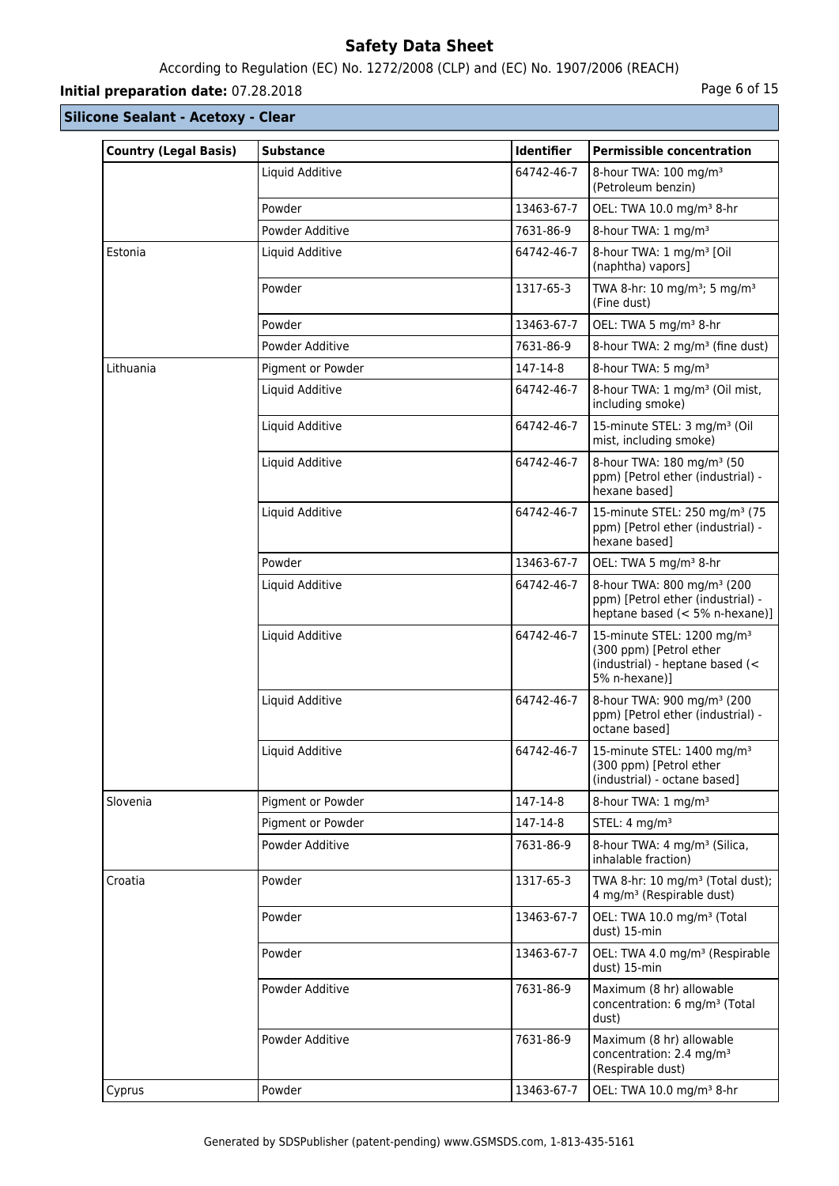**Silicone Sealant - Acetoxy - Clear**

| Country (Legal Basis) | Substance | Identifier | Permissible concentration |
|---|---|---|---|
| | Liquid Additive | 64742-46-7 | 8-hour TWA: 100 mg/m³ (Petroleum benzin) |
| | Powder | 13463-67-7 | OEL: TWA 10.0 mg/m³ 8-hr |
| | Powder Additive | 7631-86-9 | 8-hour TWA: 1 mg/m³ |
| Estonia | Liquid Additive | 64742-46-7 | 8-hour TWA: 1 mg/m³ [Oil (naphtha) vapors] |
| | Powder | 1317-65-3 | TWA 8-hr: 10 mg/m³; 5 mg/m³ (Fine dust) |
| | Powder | 13463-67-7 | OEL: TWA 5 mg/m³ 8-hr |
| | Powder Additive | 7631-86-9 | 8-hour TWA: 2 mg/m³ (fine dust) |
| Lithuania | Pigment or Powder | 147-14-8 | 8-hour TWA: 5 mg/m³ |
| | Liquid Additive | 64742-46-7 | 8-hour TWA: 1 mg/m³ (Oil mist, including smoke) |
| | Liquid Additive | 64742-46-7 | 15-minute STEL: 3 mg/m³ (Oil mist, including smoke) |
| | Liquid Additive | 64742-46-7 | 8-hour TWA: 180 mg/m³ (50 ppm) [Petrol ether (industrial) - hexane based] |
| | Liquid Additive | 64742-46-7 | 15-minute STEL: 250 mg/m³ (75 ppm) [Petrol ether (industrial) - hexane based] |
| | Powder | 13463-67-7 | OEL: TWA 5 mg/m³ 8-hr |
| | Liquid Additive | 64742-46-7 | 8-hour TWA: 800 mg/m³ (200 ppm) [Petrol ether (industrial) - heptane based (< 5% n-hexane)] |
| | Liquid Additive | 64742-46-7 | 15-minute STEL: 1200 mg/m³ (300 ppm) [Petrol ether (industrial) - heptane based (< 5% n-hexane)] |
| | Liquid Additive | 64742-46-7 | 8-hour TWA: 900 mg/m³ (200 ppm) [Petrol ether (industrial) - octane based] |
| | Liquid Additive | 64742-46-7 | 15-minute STEL: 1400 mg/m³ (300 ppm) [Petrol ether (industrial) - octane based] |
| Slovenia | Pigment or Powder | 147-14-8 | 8-hour TWA: 1 mg/m³ |
| | Pigment or Powder | 147-14-8 | STEL: 4 mg/m³ |
| | Powder Additive | 7631-86-9 | 8-hour TWA: 4 mg/m³ (Silica, inhalable fraction) |
| Croatia | Powder | 1317-65-3 | TWA 8-hr: 10 mg/m³ (Total dust); 4 mg/m³ (Respirable dust) |
| | Powder | 13463-67-7 | OEL: TWA 10.0 mg/m³ (Total dust) 15-min |
| | Powder | 13463-67-7 | OEL: TWA 4.0 mg/m³ (Respirable dust) 15-min |
| | Powder Additive | 7631-86-9 | Maximum (8 hr) allowable concentration: 6 mg/m³ (Total dust) |
| | Powder Additive | 7631-86-9 | Maximum (8 hr) allowable concentration: 2.4 mg/m³ (Respirable dust) |
| Cyprus | Powder | 13463-67-7 | OEL: TWA 10.0 mg/m³ 8-hr |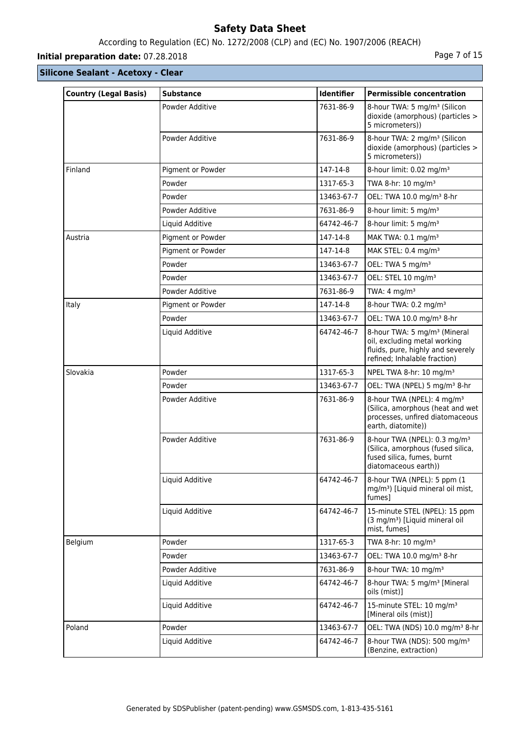## Silicone Sealant - Acetoxy - Clear

| Country (Legal Basis) | Substance | Identifier | Permissible concentration |
|---|---|---|---|
| | Powder Additive | 7631-86-9 | 8-hour TWA: 5 mg/m³ (Silicon dioxide (amorphous) (particles > 5 micrometers)) |
| | Powder Additive | 7631-86-9 | 8-hour TWA: 2 mg/m³ (Silicon dioxide (amorphous) (particles > 5 micrometers)) |
| Finland | Pigment or Powder | 147-14-8 | 8-hour limit: 0.02 mg/m³ |
| | Powder | 1317-65-3 | TWA 8-hr: 10 mg/m³ |
| | Powder | 13463-67-7 | OEL: TWA 10.0 mg/m³ 8-hr |
| | Powder Additive | 7631-86-9 | 8-hour limit: 5 mg/m³ |
| | Liquid Additive | 64742-46-7 | 8-hour limit: 5 mg/m³ |
| Austria | Pigment or Powder | 147-14-8 | MAK TWA: 0.1 mg/m³ |
| | Pigment or Powder | 147-14-8 | MAK STEL: 0.4 mg/m³ |
| | Powder | 13463-67-7 | OEL: TWA 5 mg/m³ |
| | Powder | 13463-67-7 | OEL: STEL 10 mg/m³ |
| | Powder Additive | 7631-86-9 | TWA: 4 mg/m³ |
| Italy | Pigment or Powder | 147-14-8 | 8-hour TWA: 0.2 mg/m³ |
| | Powder | 13463-67-7 | OEL: TWA 10.0 mg/m³ 8-hr |
| | Liquid Additive | 64742-46-7 | 8-hour TWA: 5 mg/m³ (Mineral oil, excluding metal working fluids, pure, highly and severely refined; Inhalable fraction) |
| Slovakia | Powder | 1317-65-3 | NPEL TWA 8-hr: 10 mg/m³ |
| | Powder | 13463-67-7 | OEL: TWA (NPEL) 5 mg/m³ 8-hr |
| | Powder Additive | 7631-86-9 | 8-hour TWA (NPEL): 4 mg/m³ (Silica, amorphous (heat and wet processes, unfired diatomaceous earth, diatomite)) |
| | Powder Additive | 7631-86-9 | 8-hour TWA (NPEL): 0.3 mg/m³ (Silica, amorphous (fused silica, fused silica, fumes, burnt diatomaceous earth)) |
| | Liquid Additive | 64742-46-7 | 8-hour TWA (NPEL): 5 ppm (1 mg/m³) [Liquid mineral oil mist, fumes] |
| | Liquid Additive | 64742-46-7 | 15-minute STEL (NPEL): 15 ppm (3 mg/m³) [Liquid mineral oil mist, fumes] |
| Belgium | Powder | 1317-65-3 | TWA 8-hr: 10 mg/m³ |
| | Powder | 13463-67-7 | OEL: TWA 10.0 mg/m³ 8-hr |
| | Powder Additive | 7631-86-9 | 8-hour TWA: 10 mg/m³ |
| | Liquid Additive | 64742-46-7 | 8-hour TWA: 5 mg/m³ [Mineral oils (mist)] |
| | Liquid Additive | 64742-46-7 | 15-minute STEL: 10 mg/m³ [Mineral oils (mist)] |
| Poland | Powder | 13463-67-7 | OEL: TWA (NDS) 10.0 mg/m³ 8-hr |
| | Liquid Additive | 64742-46-7 | 8-hour TWA (NDS): 500 mg/m³ (Benzine, extraction) |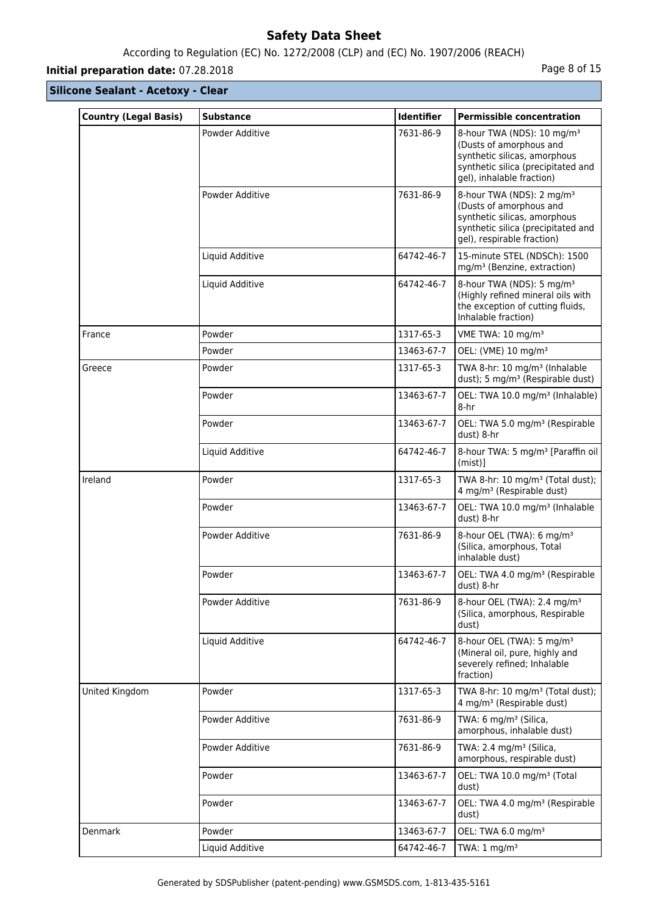**Silicone Sealant - Acetoxy - Clear**

| Country (Legal Basis) | Substance | Identifier | Permissible concentration |
|---|---|---|---|
| | Powder Additive | 7631-86-9 | 8-hour TWA (NDS): 10 mg/m³ (Dusts of amorphous and synthetic silicas, amorphous synthetic silica (precipitated and gel), inhalable fraction) |
| | Powder Additive | 7631-86-9 | 8-hour TWA (NDS): 2 mg/m³ (Dusts of amorphous and synthetic silicas, amorphous synthetic silica (precipitated and gel), respirable fraction) |
| | Liquid Additive | 64742-46-7 | 15-minute STEL (NDSCh): 1500 mg/m³ (Benzine, extraction) |
| | Liquid Additive | 64742-46-7 | 8-hour TWA (NDS): 5 mg/m³ (Highly refined mineral oils with the exception of cutting fluids, Inhalable fraction) |
| France | Powder | 1317-65-3 | VME TWA: 10 mg/m³ |
| | Powder | 13463-67-7 | OEL: (VME) 10 mg/m³ |
| Greece | Powder | 1317-65-3 | TWA 8-hr: 10 mg/m³ (Inhalable dust); 5 mg/m³ (Respirable dust) |
| | Powder | 13463-67-7 | OEL: TWA 10.0 mg/m³ (Inhalable) 8-hr |
| | Powder | 13463-67-7 | OEL: TWA 5.0 mg/m³ (Respirable dust) 8-hr |
| | Liquid Additive | 64742-46-7 | 8-hour TWA: 5 mg/m³ [Paraffin oil (mist)] |
| Ireland | Powder | 1317-65-3 | TWA 8-hr: 10 mg/m³ (Total dust); 4 mg/m³ (Respirable dust) |
| | Powder | 13463-67-7 | OEL: TWA 10.0 mg/m³ (Inhalable dust) 8-hr |
| | Powder Additive | 7631-86-9 | 8-hour OEL (TWA): 6 mg/m³ (Silica, amorphous, Total inhalable dust) |
| | Powder | 13463-67-7 | OEL: TWA 4.0 mg/m³ (Respirable dust) 8-hr |
| | Powder Additive | 7631-86-9 | 8-hour OEL (TWA): 2.4 mg/m³ (Silica, amorphous, Respirable dust) |
| | Liquid Additive | 64742-46-7 | 8-hour OEL (TWA): 5 mg/m³ (Mineral oil, pure, highly and severely refined; Inhalable fraction) |
| United Kingdom | Powder | 1317-65-3 | TWA 8-hr: 10 mg/m³ (Total dust); 4 mg/m³ (Respirable dust) |
| | Powder Additive | 7631-86-9 | TWA: 6 mg/m³ (Silica, amorphous, inhalable dust) |
| | Powder Additive | 7631-86-9 | TWA: 2.4 mg/m³ (Silica, amorphous, respirable dust) |
| | Powder | 13463-67-7 | OEL: TWA 10.0 mg/m³ (Total dust) |
| | Powder | 13463-67-7 | OEL: TWA 4.0 mg/m³ (Respirable dust) |
| Denmark | Powder | 13463-67-7 | OEL: TWA 6.0 mg/m³ |
| | Liquid Additive | 64742-46-7 | TWA: 1 mg/m³ |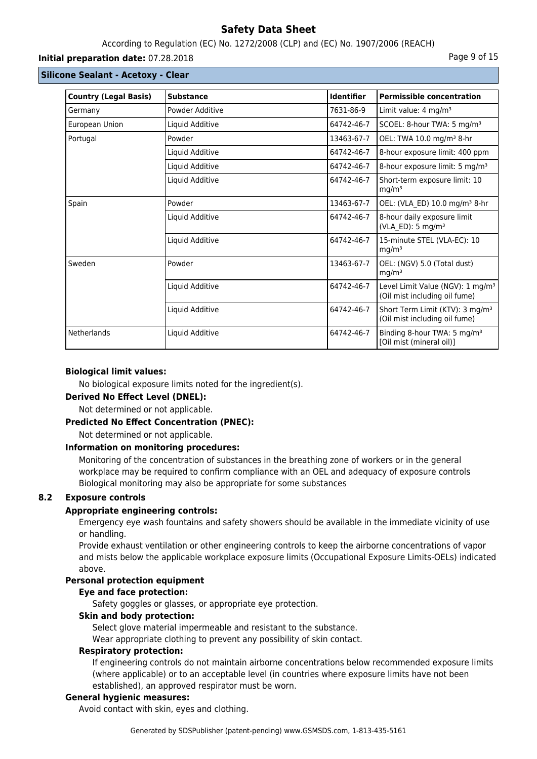| Country (Legal Basis) | Substance | Identifier | Permissible concentration |
| --- | --- | --- | --- |
| Germany | Powder Additive | 7631-86-9 | Limit value: 4 mg/m³ |
| European Union | Liquid Additive | 64742-46-7 | SCOEL: 8-hour TWA: 5 mg/m³ |
| Portugal | Powder | 13463-67-7 | OEL: TWA 10.0 mg/m³ 8-hr |
| | Liquid Additive | 64742-46-7 | 8-hour exposure limit: 400 ppm |
| | Liquid Additive | 64742-46-7 | 8-hour exposure limit: 5 mg/m³ |
| | Liquid Additive | 64742-46-7 | Short-term exposure limit: 10 mg/m³ |
| Spain | Powder | 13463-67-7 | OEL: (VLA_ED) 10.0 mg/m³ 8-hr |
| | Liquid Additive | 64742-46-7 | 8-hour daily exposure limit (VLA_ED): 5 mg/m³ |
| | Liquid Additive | 64742-46-7 | 15-minute STEL (VLA-EC): 10 mg/m³ |
| Sweden | Powder | 13463-67-7 | OEL: (NGV) 5.0 (Total dust) mg/m³ |
| | Liquid Additive | 64742-46-7 | Level Limit Value (NGV): 1 mg/m³ (Oil mist including oil fume) |
| | Liquid Additive | 64742-46-7 | Short Term Limit (KTV): 3 mg/m³ (Oil mist including oil fume) |
| Netherlands | Liquid Additive | 64742-46-7 | Binding 8-hour TWA: 5 mg/m³ [Oil mist (mineral oil)] |

**Biological limit values:**

No biological exposure limits noted for the ingredient(s).

**Derived No Effect Level (DNEL):**

Not determined or not applicable.

**Predicted No Effect Concentration (PNEC):**

Not determined or not applicable.

**Information on monitoring procedures:**

Monitoring of the concentration of substances in the breathing zone of workers or in the general workplace may be required to confirm compliance with an OEL and adequacy of exposure controls Biological monitoring may also be appropriate for some substances

## 8.2 Exposure controls

**Appropriate engineering controls:**

Emergency eye wash fountains and safety showers should be available in the immediate vicinity of use or handling.

Provide exhaust ventilation or other engineering controls to keep the airborne concentrations of vapor and mists below the applicable workplace exposure limits (Occupational Exposure Limits-OELs) indicated above.

**Personal protection equipment**

**Eye and face protection:**

Safety goggles or glasses, or appropriate eye protection.

**Skin and body protection:**

Select glove material impermeable and resistant to the substance.

Wear appropriate clothing to prevent any possibility of skin contact.

**Respiratory protection:**

If engineering controls do not maintain airborne concentrations below recommended exposure limits (where applicable) or to an acceptable level (in countries where exposure limits have not been established), an approved respirator must be worn.

**General hygienic measures:**

Avoid contact with skin, eyes and clothing.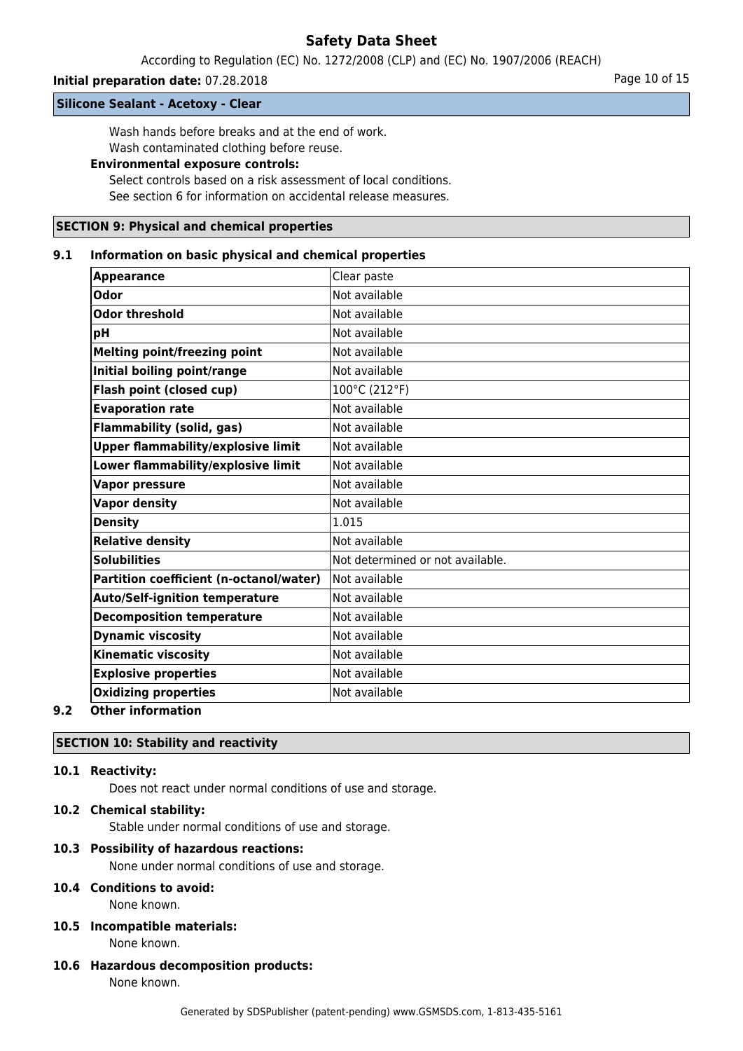Wash hands before breaks and at the end of work.

Wash contaminated clothing before reuse.

**Environmental exposure controls:**

Select controls based on a risk assessment of local conditions.

See section 6 for information on accidental release measures.

## SECTION 9: Physical and chemical properties

### 9.1 Information on basic physical and chemical properties

| | |
|---|---|
| **Appearance** | Clear paste |
| **Odor** | Not available |
| **Odor threshold** | Not available |
| **pH** | Not available |
| **Melting point/freezing point** | Not available |
| **Initial boiling point/range** | Not available |
| **Flash point (closed cup)** | 100°C (212°F) |
| **Evaporation rate** | Not available |
| **Flammability (solid, gas)** | Not available |
| **Upper flammability/explosive limit** | Not available |
| **Lower flammability/explosive limit** | Not available |
| **Vapor pressure** | Not available |
| **Vapor density** | Not available |
| **Density** | 1.015 |
| **Relative density** | Not available |
| **Solubilities** | Not determined or not available. |
| **Partition coefficient (n-octanol/water)** | Not available |
| **Auto/Self-ignition temperature** | Not available |
| **Decomposition temperature** | Not available |
| **Dynamic viscosity** | Not available |
| **Kinematic viscosity** | Not available |
| **Explosive properties** | Not available |
| **Oxidizing properties** | Not available |

### 9.2 Other information

## SECTION 10: Stability and reactivity

### 10.1 Reactivity:

Does not react under normal conditions of use and storage.

### 10.2 Chemical stability:

Stable under normal conditions of use and storage.

### 10.3 Possibility of hazardous reactions:

None under normal conditions of use and storage.

### 10.4 Conditions to avoid:

None known.

### 10.5 Incompatible materials:

None known.

### 10.6 Hazardous decomposition products:

None known.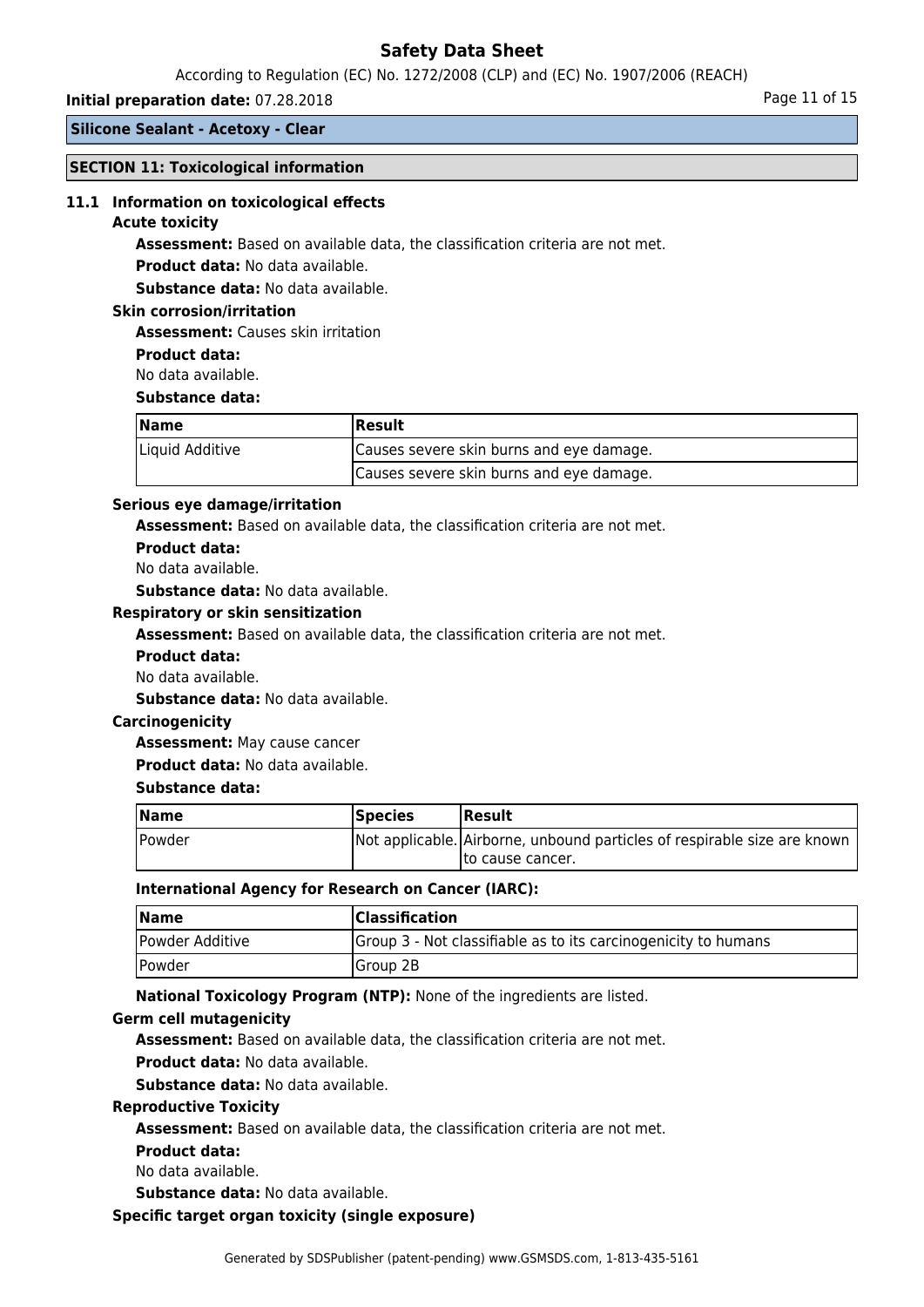**Silicone Sealant - Acetoxy - Clear**

## SECTION 11: Toxicological information

### 11.1 Information on toxicological effects

**Acute toxicity**

**Assessment:** Based on available data, the classification criteria are not met.

**Product data:** No data available.

**Substance data:** No data available.

**Skin corrosion/irritation**

**Assessment:** Causes skin irritation

**Product data:**

No data available.

**Substance data:**

| Name | Result |
|---|---|
| Liquid Additive | Causes severe skin burns and eye damage. |
| | Causes severe skin burns and eye damage. |

**Serious eye damage/irritation**

**Assessment:** Based on available data, the classification criteria are not met.

**Product data:**

No data available.

**Substance data:** No data available.

**Respiratory or skin sensitization**

**Assessment:** Based on available data, the classification criteria are not met.

**Product data:**

No data available.

**Substance data:** No data available.

**Carcinogenicity**

**Assessment:** May cause cancer

**Product data:** No data available.

**Substance data:**

| Name | Species | Result |
|---|---|---|
| Powder | Not applicable. | Airborne, unbound particles of respirable size are known to cause cancer. |

**International Agency for Research on Cancer (IARC):**

| Name | Classification |
|---|---|
| Powder Additive | Group 3 - Not classifiable as to its carcinogenicity to humans |
| Powder | Group 2B |

**National Toxicology Program (NTP):** None of the ingredients are listed.

**Germ cell mutagenicity**

**Assessment:** Based on available data, the classification criteria are not met.

**Product data:** No data available.

**Substance data:** No data available.

**Reproductive Toxicity**

**Assessment:** Based on available data, the classification criteria are not met.

**Product data:**

No data available.

**Substance data:** No data available.

**Specific target organ toxicity (single exposure)**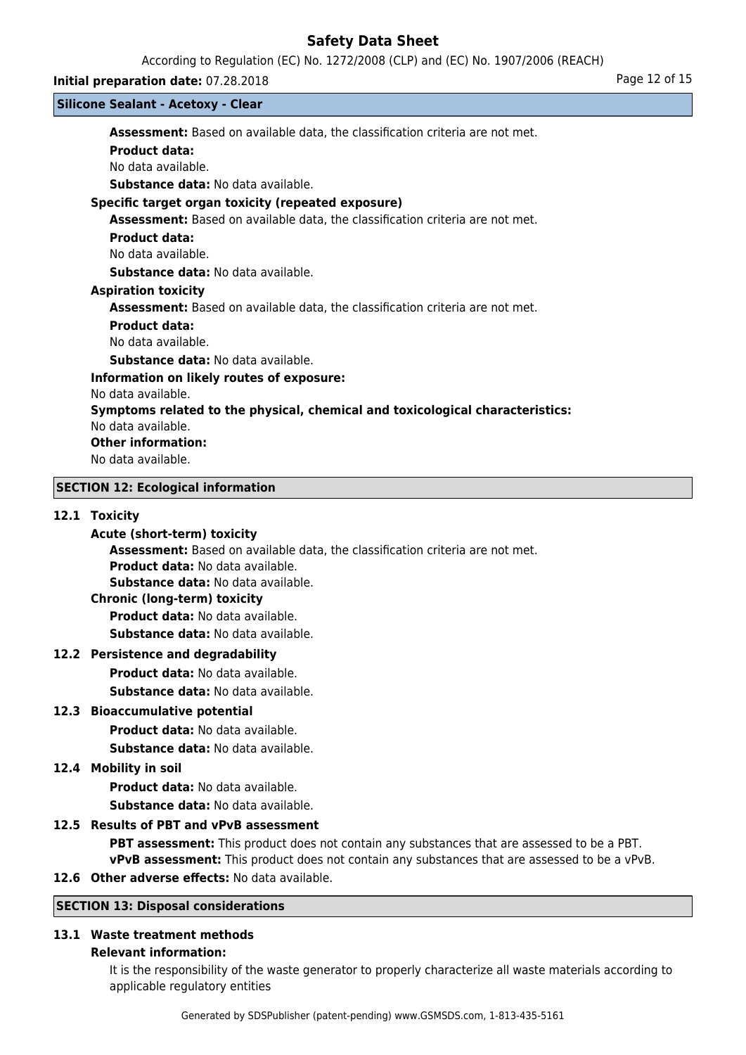**Assessment:** Based on available data, the classification criteria are not met.

**Product data:**

No data available.

**Substance data:** No data available.

**Specific target organ toxicity (repeated exposure)**

**Assessment:** Based on available data, the classification criteria are not met.

**Product data:**

No data available.

**Substance data:** No data available.

**Aspiration toxicity**

**Assessment:** Based on available data, the classification criteria are not met.

**Product data:**

No data available.

**Substance data:** No data available.

**Information on likely routes of exposure:**

No data available.

**Symptoms related to the physical, chemical and toxicological characteristics:**

No data available.

**Other information:**

No data available.

## SECTION 12: Ecological information

### 12.1 Toxicity

**Acute (short-term) toxicity**

**Assessment:** Based on available data, the classification criteria are not met.

**Product data:** No data available.

**Substance data:** No data available.

**Chronic (long-term) toxicity**

**Product data:** No data available.

**Substance data:** No data available.

### 12.2 Persistence and degradability

**Product data:** No data available.

**Substance data:** No data available.

### 12.3 Bioaccumulative potential

**Product data:** No data available.

**Substance data:** No data available.

### 12.4 Mobility in soil

**Product data:** No data available.

**Substance data:** No data available.

### 12.5 Results of PBT and vPvB assessment

**PBT assessment:** This product does not contain any substances that are assessed to be a PBT.

**vPvB assessment:** This product does not contain any substances that are assessed to be a vPvB.

### 12.6 Other adverse effects: No data available.

## SECTION 13: Disposal considerations

### 13.1 Waste treatment methods

**Relevant information:**

It is the responsibility of the waste generator to properly characterize all waste materials according to applicable regulatory entities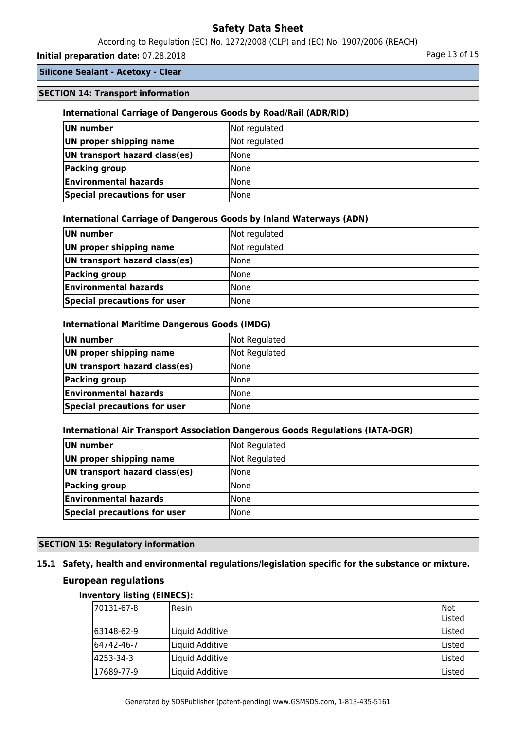**Silicone Sealant - Acetoxy - Clear**

## SECTION 14: Transport information

### International Carriage of Dangerous Goods by Road/Rail (ADR/RID)

| | |
|---|---|
| **UN number** | Not regulated |
| **UN proper shipping name** | Not regulated |
| **UN transport hazard class(es)** | None |
| **Packing group** | None |
| **Environmental hazards** | None |
| **Special precautions for user** | None |

### International Carriage of Dangerous Goods by Inland Waterways (ADN)

| | |
|---|---|
| **UN number** | Not regulated |
| **UN proper shipping name** | Not regulated |
| **UN transport hazard class(es)** | None |
| **Packing group** | None |
| **Environmental hazards** | None |
| **Special precautions for user** | None |

### International Maritime Dangerous Goods (IMDG)

| | |
|---|---|
| **UN number** | Not Regulated |
| **UN proper shipping name** | Not Regulated |
| **UN transport hazard class(es)** | None |
| **Packing group** | None |
| **Environmental hazards** | None |
| **Special precautions for user** | None |

### International Air Transport Association Dangerous Goods Regulations (IATA-DGR)

| | |
|---|---|
| **UN number** | Not Regulated |
| **UN proper shipping name** | Not Regulated |
| **UN transport hazard class(es)** | None |
| **Packing group** | None |
| **Environmental hazards** | None |
| **Special precautions for user** | None |

## SECTION 15: Regulatory information

### 15.1 Safety, health and environmental regulations/legislation specific for the substance or mixture.

### European regulations

**Inventory listing (EINECS):**

| | | |
|---|---|---|
| 70131-67-8 | Resin | Not Listed |
| 63148-62-9 | Liquid Additive | Listed |
| 64742-46-7 | Liquid Additive | Listed |
| 4253-34-3 | Liquid Additive | Listed |
| 17689-77-9 | Liquid Additive | Listed |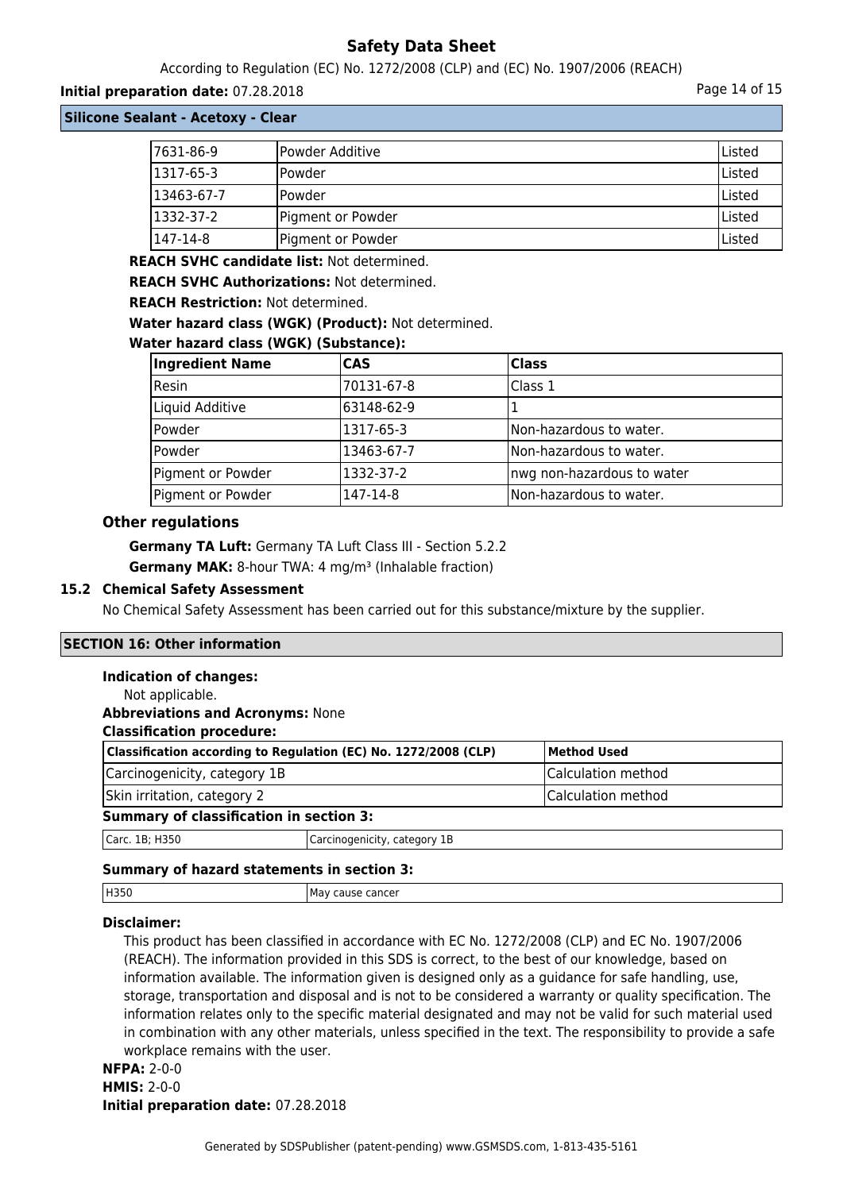| | | |
|---|---|---|
| 7631-86-9 | Powder Additive | Listed |
| 1317-65-3 | Powder | Listed |
| 13463-67-7 | Powder | Listed |
| 1332-37-2 | Pigment or Powder | Listed |
| 147-14-8 | Pigment or Powder | Listed |

**REACH SVHC candidate list:** Not determined.

**REACH SVHC Authorizations:** Not determined.

**REACH Restriction:** Not determined.

**Water hazard class (WGK) (Product):** Not determined.

**Water hazard class (WGK) (Substance):**

| Ingredient Name | CAS | Class |
|---|---|---|
| Resin | 70131-67-8 | Class 1 |
| Liquid Additive | 63148-62-9 | 1 |
| Powder | 1317-65-3 | Non-hazardous to water. |
| Powder | 13463-67-7 | Non-hazardous to water. |
| Pigment or Powder | 1332-37-2 | nwg non-hazardous to water |
| Pigment or Powder | 147-14-8 | Non-hazardous to water. |

### Other regulations

**Germany TA Luft:** Germany TA Luft Class III - Section 5.2.2

**Germany MAK:** 8-hour TWA: 4 mg/m³ (Inhalable fraction)

### 15.2 Chemical Safety Assessment

No Chemical Safety Assessment has been carried out for this substance/mixture by the supplier.

## SECTION 16: Other information

**Indication of changes:**

Not applicable.

**Abbreviations and Acronyms:** None

**Classification procedure:**

| Classification according to Regulation (EC) No. 1272/2008 (CLP) | Method Used |
|---|---|
| Carcinogenicity, category 1B | Calculation method |
| Skin irritation, category 2 | Calculation method |

**Summary of classification in section 3:**

| | |
|---|---|
| Carc. 1B; H350 | Carcinogenicity, category 1B |

**Summary of hazard statements in section 3:**

| | |
|---|---|
| H350 | May cause cancer |

**Disclaimer:**

This product has been classified in accordance with EC No. 1272/2008 (CLP) and EC No. 1907/2006 (REACH). The information provided in this SDS is correct, to the best of our knowledge, based on information available. The information given is designed only as a guidance for safe handling, use, storage, transportation and disposal and is not to be considered a warranty or quality specification. The information relates only to the specific material designated and may not be valid for such material used in combination with any other materials, unless specified in the text. The responsibility to provide a safe workplace remains with the user.

**NFPA:** 2-0-0

**HMIS:** 2-0-0

**Initial preparation date:** 07.28.2018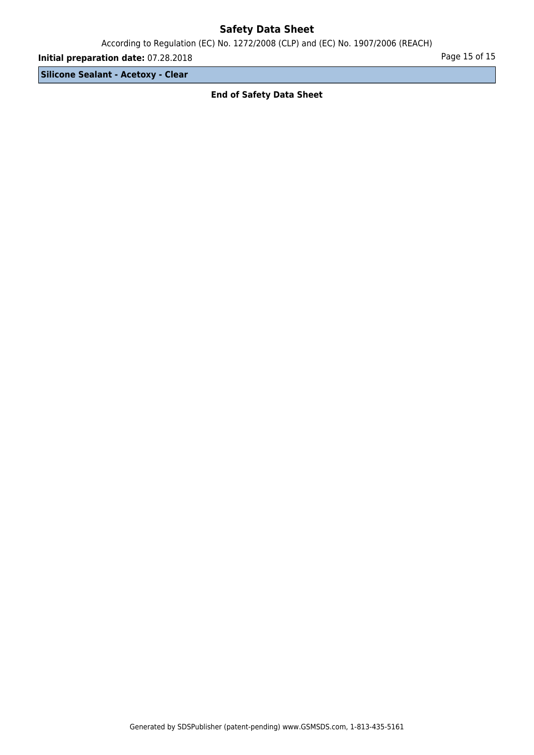**End of Safety Data Sheet**